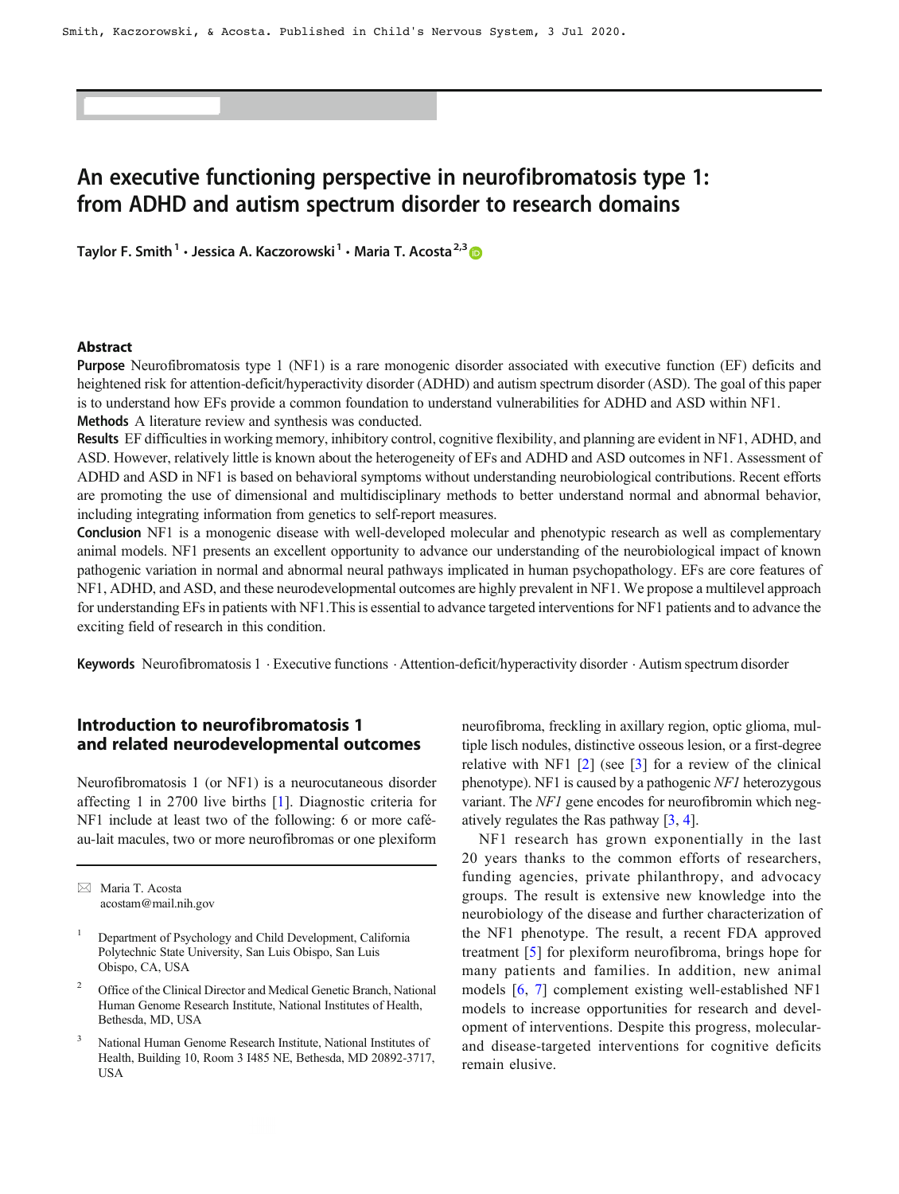Smith, Kaczorowski, & Acosta. Published in Child's Nervous System, 3 Jul 2020.

# An executive functioning perspective in neurofibromatosis type 1: from ADHD and autism spectrum disorder to research domains

Taylor F. Smith [1] · Jessica A. Kaczorowski [1] · Maria T. Acosta [2,3]

## Abstract

**Purpose** Neurofibromatosis type 1 (NF1) is a rare monogenic disorder associated with executive function (EF) deficits and heightened risk for attention-deficit/hyperactivity disorder (ADHD) and autism spectrum disorder (ASD). The goal of this paper is to understand how EFs provide a common foundation to understand vulnerabilities for ADHD and ASD within NF1.

**Methods** A literature review and synthesis was conducted.

**Results** EF difficulties in working memory, inhibitory control, cognitive flexibility, and planning are evident in NF1, ADHD, and ASD. However, relatively little is known about the heterogeneity of EFs and ADHD and ASD outcomes in NF1. Assessment of ADHD and ASD in NF1 is based on behavioral symptoms without understanding neurobiological contributions. Recent efforts are promoting the use of dimensional and multidisciplinary methods to better understand normal and abnormal behavior, including integrating information from genetics to self-report measures.

**Conclusion** NF1 is a monogenic disease with well-developed molecular and phenotypic research as well as complementary animal models. NF1 presents an excellent opportunity to advance our understanding of the neurobiological impact of known pathogenic variation in normal and abnormal neural pathways implicated in human psychopathology. EFs are core features of NF1, ADHD, and ASD, and these neurodevelopmental outcomes are highly prevalent in NF1. We propose a multilevel approach for understanding EFs in patients with NF1.This is essential to advance targeted interventions for NF1 patients and to advance the exciting field of research in this condition.

**Keywords** Neurofibromatosis 1 · Executive functions · Attention-deficit/hyperactivity disorder · Autism spectrum disorder

## Introduction to neurofibromatosis 1 and related neurodevelopmental outcomes

Neurofibromatosis 1 (or NF1) is a neurocutaneous disorder affecting 1 in 2700 live births [1]. Diagnostic criteria for NF1 include at least two of the following: 6 or more café-au-lait macules, two or more neurofibromas or one plexiform neurofibroma, freckling in axillary region, optic glioma, multiple lisch nodules, distinctive osseous lesion, or a first-degree relative with NF1 [2] (see [3] for a review of the clinical phenotype). NF1 is caused by a pathogenic *NF1* heterozygous variant. The *NF1* gene encodes for neurofibromin which negatively regulates the Ras pathway [3, 4].

NF1 research has grown exponentially in the last 20 years thanks to the common efforts of researchers, funding agencies, private philanthropy, and advocacy groups. The result is extensive new knowledge into the neurobiology of the disease and further characterization of the NF1 phenotype. The result, a recent FDA approved treatment [5] for plexiform neurofibroma, brings hope for many patients and families. In addition, new animal models [6, 7] complement existing well-established NF1 models to increase opportunities for research and development of interventions. Despite this progress, molecular- and disease-targeted interventions for cognitive deficits remain elusive.

---

✉ Maria T. Acosta
acostam@mail.nih.gov

[1] Department of Psychology and Child Development, California Polytechnic State University, San Luis Obispo, San Luis Obispo, CA, USA

[2] Office of the Clinical Director and Medical Genetic Branch, National Human Genome Research Institute, National Institutes of Health, Bethesda, MD, USA

[3] National Human Genome Research Institute, National Institutes of Health, Building 10, Room 3 I485 NE, Bethesda, MD 20892-3717, USA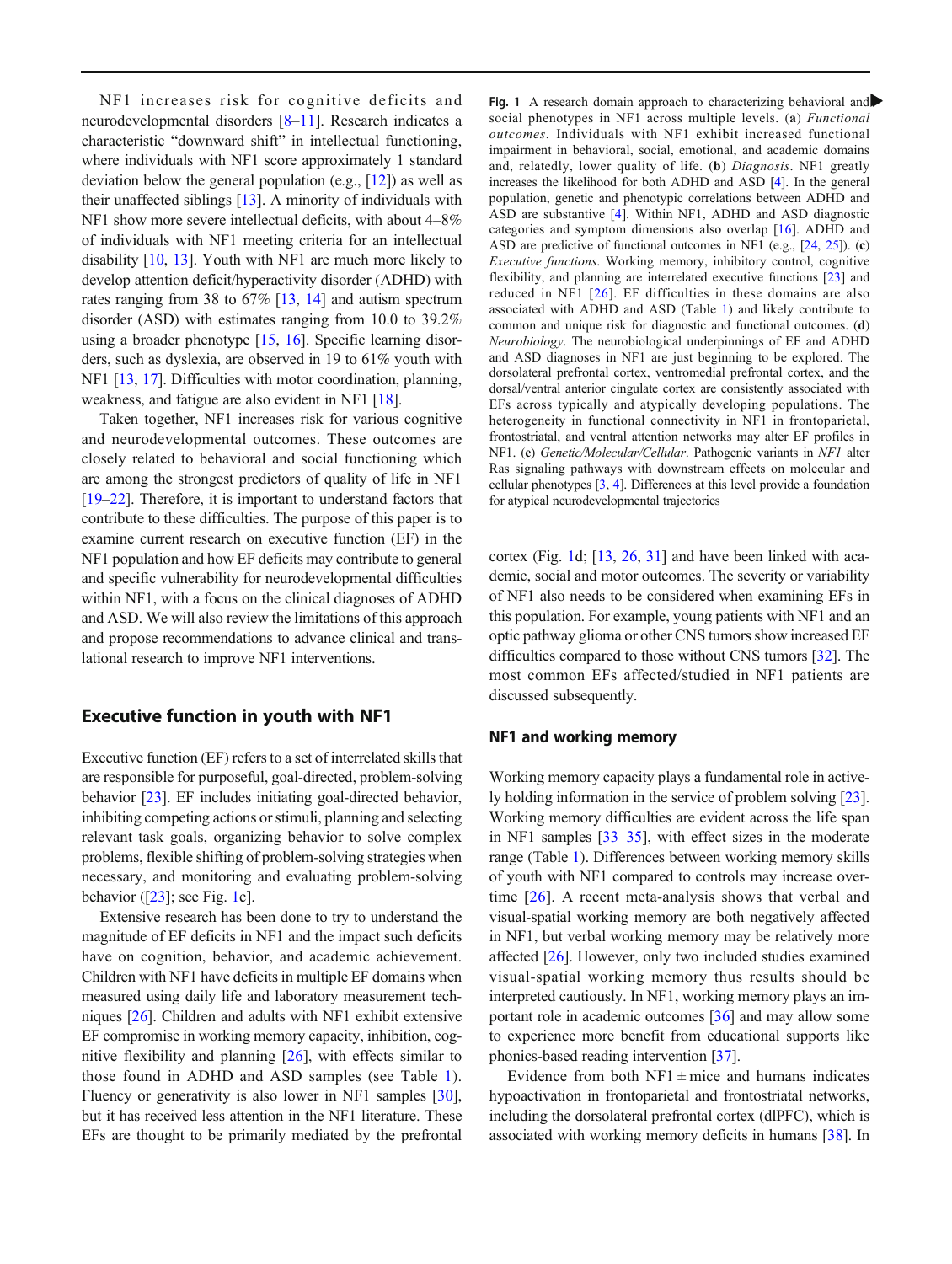NF1 increases risk for cognitive deficits and neurodevelopmental disorders [8–11]. Research indicates a characteristic "downward shift" in intellectual functioning, where individuals with NF1 score approximately 1 standard deviation below the general population (e.g., [12]) as well as their unaffected siblings [13]. A minority of individuals with NF1 show more severe intellectual deficits, with about 4–8% of individuals with NF1 meeting criteria for an intellectual disability [10, 13]. Youth with NF1 are much more likely to develop attention deficit/hyperactivity disorder (ADHD) with rates ranging from 38 to 67% [13, 14] and autism spectrum disorder (ASD) with estimates ranging from 10.0 to 39.2% using a broader phenotype [15, 16]. Specific learning disorders, such as dyslexia, are observed in 19 to 61% youth with NF1 [13, 17]. Difficulties with motor coordination, planning, weakness, and fatigue are also evident in NF1 [18].

Taken together, NF1 increases risk for various cognitive and neurodevelopmental outcomes. These outcomes are closely related to behavioral and social functioning which are among the strongest predictors of quality of life in NF1 [19–22]. Therefore, it is important to understand factors that contribute to these difficulties. The purpose of this paper is to examine current research on executive function (EF) in the NF1 population and how EF deficits may contribute to general and specific vulnerability for neurodevelopmental difficulties within NF1, with a focus on the clinical diagnoses of ADHD and ASD. We will also review the limitations of this approach and propose recommendations to advance clinical and translational research to improve NF1 interventions.

## Executive function in youth with NF1

Executive function (EF) refers to a set of interrelated skills that are responsible for purposeful, goal-directed, problem-solving behavior [23]. EF includes initiating goal-directed behavior, inhibiting competing actions or stimuli, planning and selecting relevant task goals, organizing behavior to solve complex problems, flexible shifting of problem-solving strategies when necessary, and monitoring and evaluating problem-solving behavior ([23]; see Fig. 1c].

Extensive research has been done to try to understand the magnitude of EF deficits in NF1 and the impact such deficits have on cognition, behavior, and academic achievement. Children with NF1 have deficits in multiple EF domains when measured using daily life and laboratory measurement techniques [26]. Children and adults with NF1 exhibit extensive EF compromise in working memory capacity, inhibition, cognitive flexibility and planning [26], with effects similar to those found in ADHD and ASD samples (see Table 1). Fluency or generativity is also lower in NF1 samples [30], but it has received less attention in the NF1 literature. These EFs are thought to be primarily mediated by the prefrontal cortex (Fig. 1d; [13, 26, 31] and have been linked with academic, social and motor outcomes. The severity or variability of NF1 also needs to be considered when examining EFs in this population. For example, young patients with NF1 and an optic pathway glioma or other CNS tumors show increased EF difficulties compared to those without CNS tumors [32]. The most common EFs affected/studied in NF1 patients are discussed subsequently.

**Fig. 1** A research domain approach to characterizing behavioral and social phenotypes in NF1 across multiple levels. (**a**) *Functional outcomes.* Individuals with NF1 exhibit increased functional impairment in behavioral, social, emotional, and academic domains and, relatedly, lower quality of life. (**b**) *Diagnosis*. NF1 greatly increases the likelihood for both ADHD and ASD [4]. In the general population, genetic and phenotypic correlations between ADHD and ASD are substantive [4]. Within NF1, ADHD and ASD diagnostic categories and symptom dimensions also overlap [16]. ADHD and ASD are predictive of functional outcomes in NF1 (e.g., [24, 25]). (**c**) *Executive functions*. Working memory, inhibitory control, cognitive flexibility, and planning are interrelated executive functions [23] and reduced in NF1 [26]. EF difficulties in these domains are also associated with ADHD and ASD (Table 1) and likely contribute to common and unique risk for diagnostic and functional outcomes. (**d**) *Neurobiology*. The neurobiological underpinnings of EF and ADHD and ASD diagnoses in NF1 are just beginning to be explored. The dorsolateral prefrontal cortex, ventromedial prefrontal cortex, and the dorsal/ventral anterior cingulate cortex are consistently associated with EFs across typically and atypically developing populations. The heterogeneity in functional connectivity in NF1 in frontoparietal, frontostriatal, and ventral attention networks may alter EF profiles in NF1. (**e**) *Genetic/Molecular/Cellular*. Pathogenic variants in *NF1* alter Ras signaling pathways with downstream effects on molecular and cellular phenotypes [3, 4]. Differences at this level provide a foundation for atypical neurodevelopmental trajectories

### NF1 and working memory

Working memory capacity plays a fundamental role in actively holding information in the service of problem solving [23]. Working memory difficulties are evident across the life span in NF1 samples [33–35], with effect sizes in the moderate range (Table 1). Differences between working memory skills of youth with NF1 compared to controls may increase overtime [26]. A recent meta-analysis shows that verbal and visual-spatial working memory are both negatively affected in NF1, but verbal working memory may be relatively more affected [26]. However, only two included studies examined visual-spatial working memory thus results should be interpreted cautiously. In NF1, working memory plays an important role in academic outcomes [36] and may allow some to experience more benefit from educational supports like phonics-based reading intervention [37].

Evidence from both NF1 ± mice and humans indicates hypoactivation in frontoparietal and frontostriatal networks, including the dorsolateral prefrontal cortex (dlPFC), which is associated with working memory deficits in humans [38]. In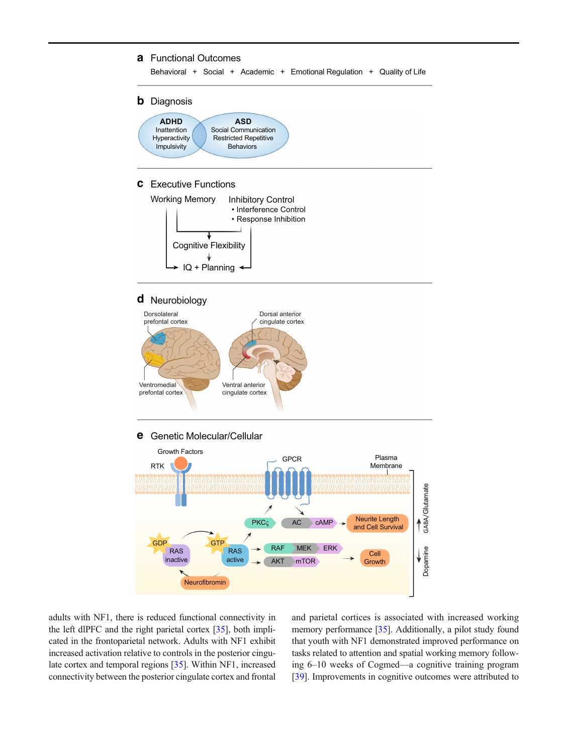**a** Functional Outcomes

Behavioral + Social + Academic + Emotional Regulation + Quality of Life

**b** Diagnosis

**ADHD**: Inattention, Hyperactivity, Impulsivity

**ASD**: Social Communication, Restricted Repetitive Behaviors

**c** Executive Functions

Working Memory

Inhibitory Control
- Interference Control
- Response Inhibition

Cognitive Flexibility

IQ + Planning

**d** Neurobiology

Dorsolateral prefontal cortex

Ventromedial prefontal cortex

Dorsal anterior cingulate cortex

Ventral anterior cingulate cortex

**e** Genetic Molecular/Cellular

Growth Factors, RTK, GPCR, Plasma Membrane, $PKC_\varsigma$, AC, cAMP, Neurite Length and Cell Survival, GDP, RAS inactive, GTP, RAS active, RAF, MEK, ERK, AKT, mTOR, Cell Growth, Neurofibromin, GABA/Glutamate, Dopamine

adults with NF1, there is reduced functional connectivity in the left dlPFC and the right parietal cortex [35], both implicated in the frontoparietal network. Adults with NF1 exhibit increased activation relative to controls in the posterior cingulate cortex and temporal regions [35]. Within NF1, increased connectivity between the posterior cingulate cortex and frontal and parietal cortices is associated with increased working memory performance [35]. Additionally, a pilot study found that youth with NF1 demonstrated improved performance on tasks related to attention and spatial working memory following 6–10 weeks of Cogmed—a cognitive training program [39]. Improvements in cognitive outcomes were attributed to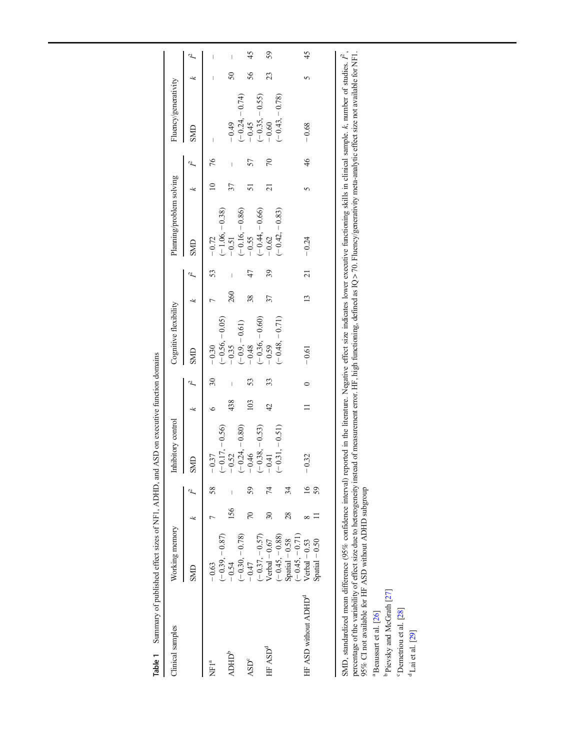**Table 1** Summary of published effect sizes of NF1, ADHD, and ASD on executive function domains

| Clinical samples | Working memory | | | Inhibitory control | | | Cognitive flexibility | | | Planning/problem solving | | | Fluency/generativity | | |
|---|---|---|---|---|---|---|---|---|---|---|---|---|---|---|---|
| | SMD | *k* | $I^2$ | SMD | *k* | $I^2$ | SMD | *k* | $I^2$ | SMD | *k* | $I^2$ | SMD | *k* | $I^2$ |
| NF1[a] | −0.63 (−0.39, −0.87) | 7 | 58 | −0.37 (−0.17, −0.56) | 6 | 30 | −0.30 (−0.56, −0.05) | 7 | 53 | −0.72 (−1.06, −0.38) | 10 | 76 | – | – | – |
| ADHD[b] | −0.54 (−0.30, −0.78) | 156 | – | −0.52 (−0.24, −0.80) | 438 | – | −0.35 (−0.9, −0.61) | 260 | – | −0.51 (−0.16, −0.86) | 37 | – | −0.49 (−0.24, −0.74) | 50 | – |
| ASD[c] | −0.47 (−0.37, −0.57) | 70 | 59 | −0.46 (−0.38, −0.53) | 103 | 53 | −0.48 (−0.36, −0.60) | 38 | 47 | −0.55 (−0.44, −0.66) | 51 | 57 | −0.45 (−0.35, −0.55) | 56 | 45 |
| HF ASD[d] | Verbal −0.67 (−0.45, −0.88) | 30 | 74 | −0.41 (−0.31, −0.51) | 42 | 33 | −0.59 (−0.48, −0.71) | 37 | 39 | −0.62 (−0.42, −0.83) | 21 | 70 | −0.60 (−0.43, −0.78) | 23 | 59 |
| | Spatial −0.58 (−0.45, −0.71) | 28 | 34 | | | | | | | | | | | | |
| HF ASD without ADHD[d] | Verbal −0.53 | 8 | 16 | −0.32 | 11 | 0 | −0.61 | 13 | 21 | −0.24 | 5 | 46 | −0.68 | 5 | 45 |
| | Spatial −0.50 | 11 | 59 | | | | | | | | | | | | |

SMD, standardized mean difference (95% confidence interval) reported in the literature. Negative effect size indicates lower executive functioning skills in clinical sample. *k*, number of studies. $I^2$, percentage of the variability of effect size due to heterogeneity instead of measurement error. HF, high functioning, defined as IQ > 70. Fluency/generativity meta-analytic effect size not available for NF1. 95% CI not available for HF ASD without ADHD subgroup

[a] Beaussart et al. [26]

[b] Pievsky and McGrath [27]

[c] Demetriou et al. [28]

[d] Lai et al. [29]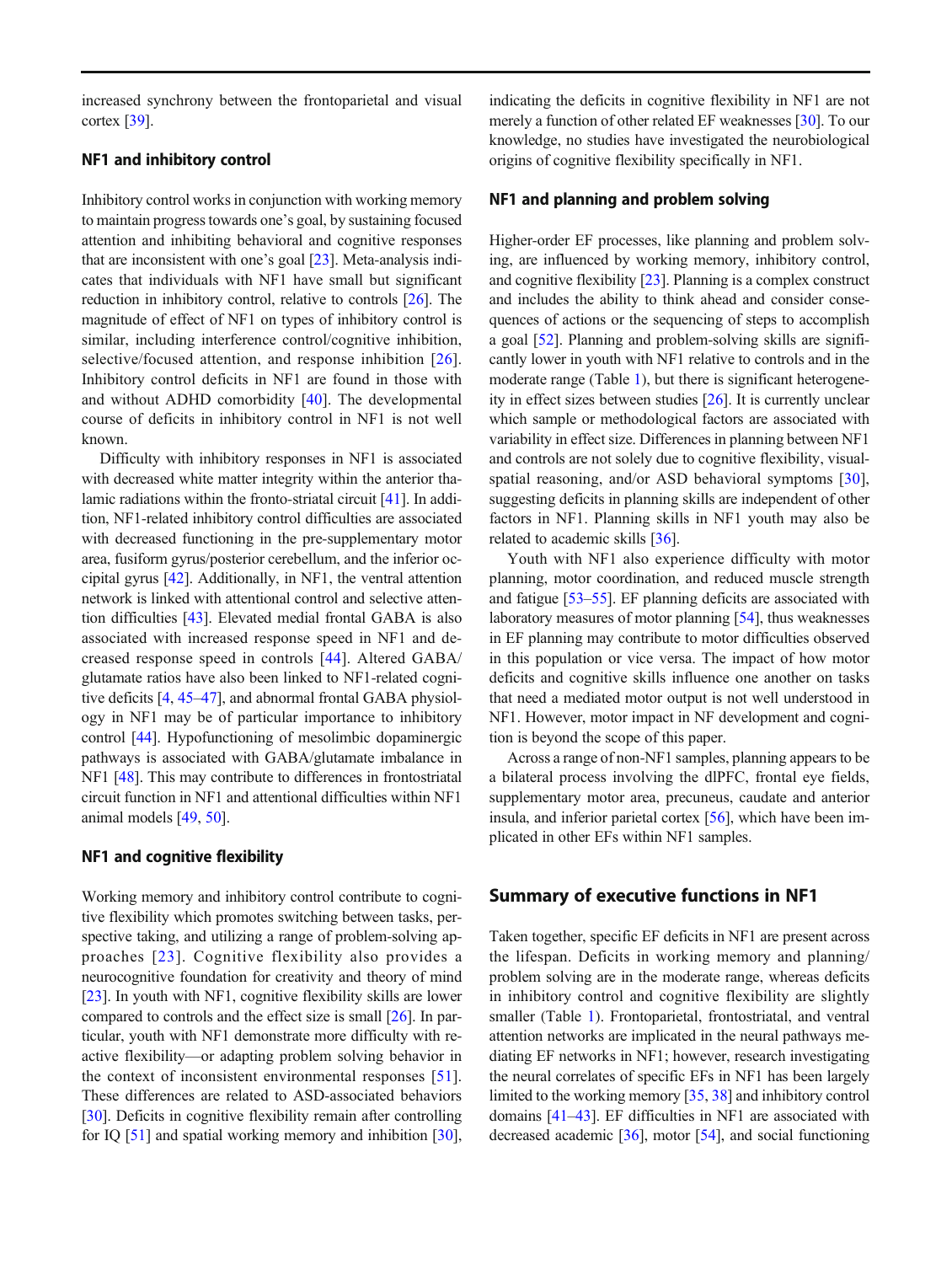increased synchrony between the frontoparietal and visual cortex [39].

### NF1 and inhibitory control

Inhibitory control works in conjunction with working memory to maintain progress towards one's goal, by sustaining focused attention and inhibiting behavioral and cognitive responses that are inconsistent with one's goal [23]. Meta-analysis indicates that individuals with NF1 have small but significant reduction in inhibitory control, relative to controls [26]. The magnitude of effect of NF1 on types of inhibitory control is similar, including interference control/cognitive inhibition, selective/focused attention, and response inhibition [26]. Inhibitory control deficits in NF1 are found in those with and without ADHD comorbidity [40]. The developmental course of deficits in inhibitory control in NF1 is not well known.

Difficulty with inhibitory responses in NF1 is associated with decreased white matter integrity within the anterior thalamic radiations within the fronto-striatal circuit [41]. In addition, NF1-related inhibitory control difficulties are associated with decreased functioning in the pre-supplementary motor area, fusiform gyrus/posterior cerebellum, and the inferior occipital gyrus [42]. Additionally, in NF1, the ventral attention network is linked with attentional control and selective attention difficulties [43]. Elevated medial frontal GABA is also associated with increased response speed in NF1 and decreased response speed in controls [44]. Altered GABA/glutamate ratios have also been linked to NF1-related cognitive deficits [4, 45–47], and abnormal frontal GABA physiology in NF1 may be of particular importance to inhibitory control [44]. Hypofunctioning of mesolimbic dopaminergic pathways is associated with GABA/glutamate imbalance in NF1 [48]. This may contribute to differences in frontostriatal circuit function in NF1 and attentional difficulties within NF1 animal models [49, 50].

### NF1 and cognitive flexibility

Working memory and inhibitory control contribute to cognitive flexibility which promotes switching between tasks, perspective taking, and utilizing a range of problem-solving approaches [23]. Cognitive flexibility also provides a neurocognitive foundation for creativity and theory of mind [23]. In youth with NF1, cognitive flexibility skills are lower compared to controls and the effect size is small [26]. In particular, youth with NF1 demonstrate more difficulty with reactive flexibility—or adapting problem solving behavior in the context of inconsistent environmental responses [51]. These differences are related to ASD-associated behaviors [30]. Deficits in cognitive flexibility remain after controlling for IQ [51] and spatial working memory and inhibition [30], indicating the deficits in cognitive flexibility in NF1 are not merely a function of other related EF weaknesses [30]. To our knowledge, no studies have investigated the neurobiological origins of cognitive flexibility specifically in NF1.

### NF1 and planning and problem solving

Higher-order EF processes, like planning and problem solving, are influenced by working memory, inhibitory control, and cognitive flexibility [23]. Planning is a complex construct and includes the ability to think ahead and consider consequences of actions or the sequencing of steps to accomplish a goal [52]. Planning and problem-solving skills are significantly lower in youth with NF1 relative to controls and in the moderate range (Table 1), but there is significant heterogeneity in effect sizes between studies [26]. It is currently unclear which sample or methodological factors are associated with variability in effect size. Differences in planning between NF1 and controls are not solely due to cognitive flexibility, visual-spatial reasoning, and/or ASD behavioral symptoms [30], suggesting deficits in planning skills are independent of other factors in NF1. Planning skills in NF1 youth may also be related to academic skills [36].

Youth with NF1 also experience difficulty with motor planning, motor coordination, and reduced muscle strength and fatigue [53–55]. EF planning deficits are associated with laboratory measures of motor planning [54], thus weaknesses in EF planning may contribute to motor difficulties observed in this population or vice versa. The impact of how motor deficits and cognitive skills influence one another on tasks that need a mediated motor output is not well understood in NF1. However, motor impact in NF development and cognition is beyond the scope of this paper.

Across a range of non-NF1 samples, planning appears to be a bilateral process involving the dlPFC, frontal eye fields, supplementary motor area, precuneus, caudate and anterior insula, and inferior parietal cortex [56], which have been implicated in other EFs within NF1 samples.

## Summary of executive functions in NF1

Taken together, specific EF deficits in NF1 are present across the lifespan. Deficits in working memory and planning/problem solving are in the moderate range, whereas deficits in inhibitory control and cognitive flexibility are slightly smaller (Table 1). Frontoparietal, frontostriatal, and ventral attention networks are implicated in the neural pathways mediating EF networks in NF1; however, research investigating the neural correlates of specific EFs in NF1 has been largely limited to the working memory [35, 38] and inhibitory control domains [41–43]. EF difficulties in NF1 are associated with decreased academic [36], motor [54], and social functioning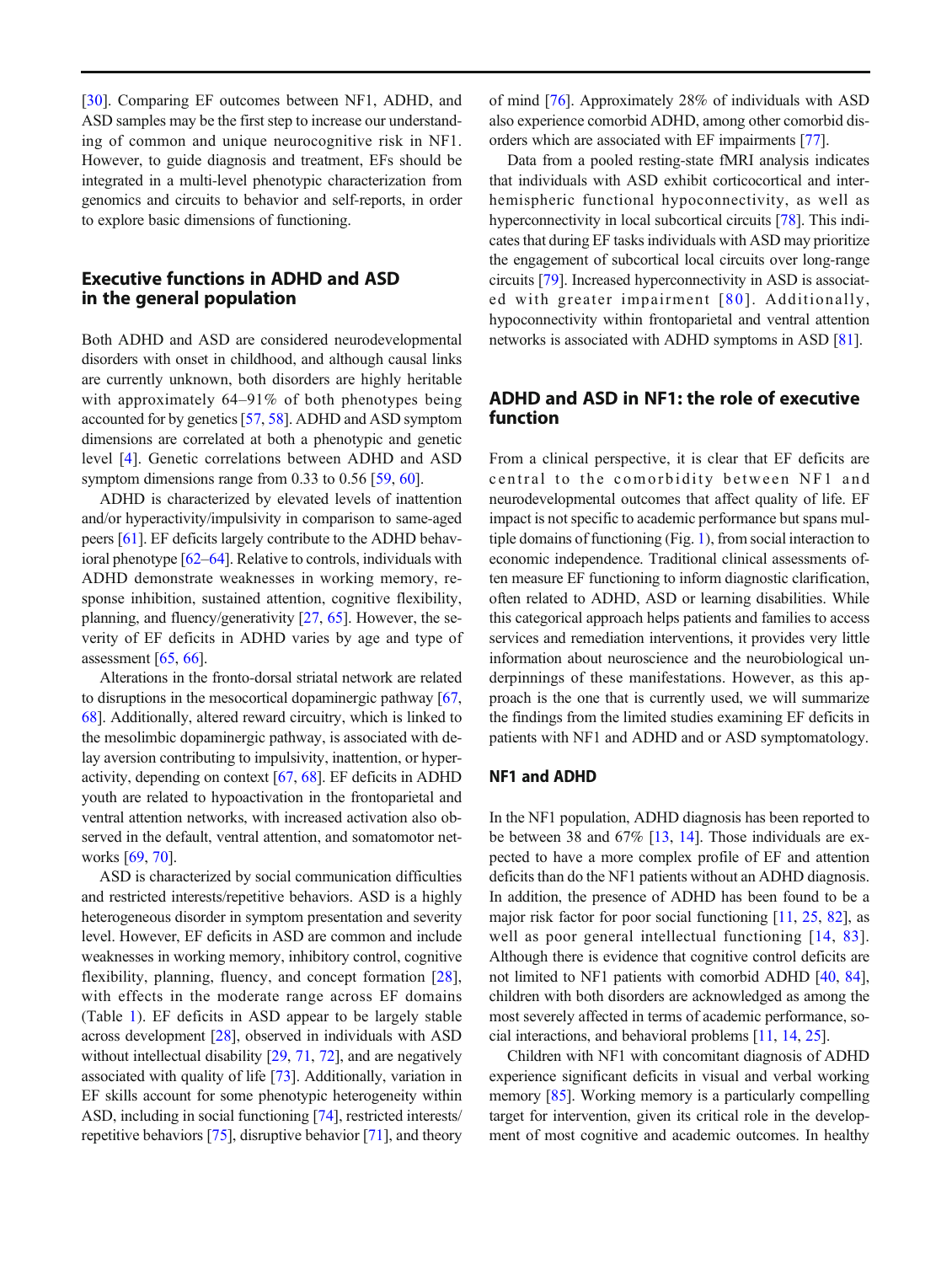[30]. Comparing EF outcomes between NF1, ADHD, and ASD samples may be the first step to increase our understanding of common and unique neurocognitive risk in NF1. However, to guide diagnosis and treatment, EFs should be integrated in a multi-level phenotypic characterization from genomics and circuits to behavior and self-reports, in order to explore basic dimensions of functioning.

## Executive functions in ADHD and ASD in the general population

Both ADHD and ASD are considered neurodevelopmental disorders with onset in childhood, and although causal links are currently unknown, both disorders are highly heritable with approximately 64–91% of both phenotypes being accounted for by genetics [57, 58]. ADHD and ASD symptom dimensions are correlated at both a phenotypic and genetic level [4]. Genetic correlations between ADHD and ASD symptom dimensions range from 0.33 to 0.56 [59, 60].

ADHD is characterized by elevated levels of inattention and/or hyperactivity/impulsivity in comparison to same-aged peers [61]. EF deficits largely contribute to the ADHD behavioral phenotype [62–64]. Relative to controls, individuals with ADHD demonstrate weaknesses in working memory, response inhibition, sustained attention, cognitive flexibility, planning, and fluency/generativity [27, 65]. However, the severity of EF deficits in ADHD varies by age and type of assessment [65, 66].

Alterations in the fronto-dorsal striatal network are related to disruptions in the mesocortical dopaminergic pathway [67, 68]. Additionally, altered reward circuitry, which is linked to the mesolimbic dopaminergic pathway, is associated with delay aversion contributing to impulsivity, inattention, or hyperactivity, depending on context [67, 68]. EF deficits in ADHD youth are related to hypoactivation in the frontoparietal and ventral attention networks, with increased activation also observed in the default, ventral attention, and somatomotor networks [69, 70].

ASD is characterized by social communication difficulties and restricted interests/repetitive behaviors. ASD is a highly heterogeneous disorder in symptom presentation and severity level. However, EF deficits in ASD are common and include weaknesses in working memory, inhibitory control, cognitive flexibility, planning, fluency, and concept formation [28], with effects in the moderate range across EF domains (Table 1). EF deficits in ASD appear to be largely stable across development [28], observed in individuals with ASD without intellectual disability [29, 71, 72], and are negatively associated with quality of life [73]. Additionally, variation in EF skills account for some phenotypic heterogeneity within ASD, including in social functioning [74], restricted interests/repetitive behaviors [75], disruptive behavior [71], and theory of mind [76]. Approximately 28% of individuals with ASD also experience comorbid ADHD, among other comorbid disorders which are associated with EF impairments [77].

Data from a pooled resting-state fMRI analysis indicates that individuals with ASD exhibit corticocortical and interhemispheric functional hypoconnectivity, as well as hyperconnectivity in local subcortical circuits [78]. This indicates that during EF tasks individuals with ASD may prioritize the engagement of subcortical local circuits over long-range circuits [79]. Increased hyperconnectivity in ASD is associated with greater impairment [80]. Additionally, hypoconnectivity within frontoparietal and ventral attention networks is associated with ADHD symptoms in ASD [81].

## ADHD and ASD in NF1: the role of executive function

From a clinical perspective, it is clear that EF deficits are central to the comorbidity between NF1 and neurodevelopmental outcomes that affect quality of life. EF impact is not specific to academic performance but spans multiple domains of functioning (Fig. 1), from social interaction to economic independence. Traditional clinical assessments often measure EF functioning to inform diagnostic clarification, often related to ADHD, ASD or learning disabilities. While this categorical approach helps patients and families to access services and remediation interventions, it provides very little information about neuroscience and the neurobiological underpinnings of these manifestations. However, as this approach is the one that is currently used, we will summarize the findings from the limited studies examining EF deficits in patients with NF1 and ADHD and or ASD symptomatology.

### NF1 and ADHD

In the NF1 population, ADHD diagnosis has been reported to be between 38 and 67% [13, 14]. Those individuals are expected to have a more complex profile of EF and attention deficits than do the NF1 patients without an ADHD diagnosis. In addition, the presence of ADHD has been found to be a major risk factor for poor social functioning [11, 25, 82], as well as poor general intellectual functioning [14, 83]. Although there is evidence that cognitive control deficits are not limited to NF1 patients with comorbid ADHD [40, 84], children with both disorders are acknowledged as among the most severely affected in terms of academic performance, social interactions, and behavioral problems [11, 14, 25].

Children with NF1 with concomitant diagnosis of ADHD experience significant deficits in visual and verbal working memory [85]. Working memory is a particularly compelling target for intervention, given its critical role in the development of most cognitive and academic outcomes. In healthy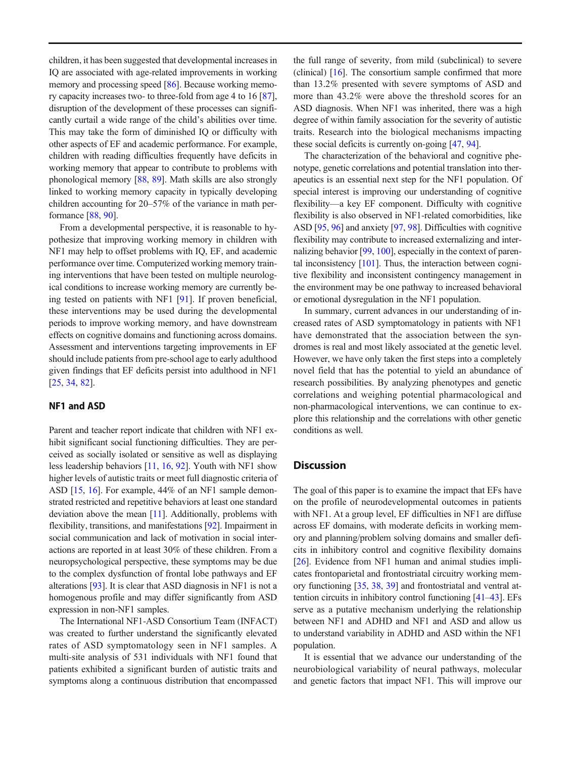children, it has been suggested that developmental increases in IQ are associated with age-related improvements in working memory and processing speed [86]. Because working memory capacity increases two- to three-fold from age 4 to 16 [87], disruption of the development of these processes can significantly curtail a wide range of the child's abilities over time. This may take the form of diminished IQ or difficulty with other aspects of EF and academic performance. For example, children with reading difficulties frequently have deficits in working memory that appear to contribute to problems with phonological memory [88, 89]. Math skills are also strongly linked to working memory capacity in typically developing children accounting for 20–57% of the variance in math performance [88, 90].

From a developmental perspective, it is reasonable to hypothesize that improving working memory in children with NF1 may help to offset problems with IQ, EF, and academic performance over time. Computerized working memory training interventions that have been tested on multiple neurological conditions to increase working memory are currently being tested on patients with NF1 [91]. If proven beneficial, these interventions may be used during the developmental periods to improve working memory, and have downstream effects on cognitive domains and functioning across domains. Assessment and interventions targeting improvements in EF should include patients from pre-school age to early adulthood given findings that EF deficits persist into adulthood in NF1 [25, 34, 82].

### NF1 and ASD

Parent and teacher report indicate that children with NF1 exhibit significant social functioning difficulties. They are perceived as socially isolated or sensitive as well as displaying less leadership behaviors [11, 16, 92]. Youth with NF1 show higher levels of autistic traits or meet full diagnostic criteria of ASD [15, 16]. For example, 44% of an NF1 sample demonstrated restricted and repetitive behaviors at least one standard deviation above the mean [11]. Additionally, problems with flexibility, transitions, and manifestations [92]. Impairment in social communication and lack of motivation in social interactions are reported in at least 30% of these children. From a neuropsychological perspective, these symptoms may be due to the complex dysfunction of frontal lobe pathways and EF alterations [93]. It is clear that ASD diagnosis in NF1 is not a homogenous profile and may differ significantly from ASD expression in non-NF1 samples.

The International NF1-ASD Consortium Team (INFACT) was created to further understand the significantly elevated rates of ASD symptomatology seen in NF1 samples. A multi-site analysis of 531 individuals with NF1 found that patients exhibited a significant burden of autistic traits and symptoms along a continuous distribution that encompassed the full range of severity, from mild (subclinical) to severe (clinical) [16]. The consortium sample confirmed that more than 13.2% presented with severe symptoms of ASD and more than 43.2% were above the threshold scores for an ASD diagnosis. When NF1 was inherited, there was a high degree of within family association for the severity of autistic traits. Research into the biological mechanisms impacting these social deficits is currently on-going [47, 94].

The characterization of the behavioral and cognitive phenotype, genetic correlations and potential translation into therapeutics is an essential next step for the NF1 population. Of special interest is improving our understanding of cognitive flexibility—a key EF component. Difficulty with cognitive flexibility is also observed in NF1-related comorbidities, like ASD [95, 96] and anxiety [97, 98]. Difficulties with cognitive flexibility may contribute to increased externalizing and internalizing behavior [99, 100], especially in the context of parental inconsistency [101]. Thus, the interaction between cognitive flexibility and inconsistent contingency management in the environment may be one pathway to increased behavioral or emotional dysregulation in the NF1 population.

In summary, current advances in our understanding of increased rates of ASD symptomatology in patients with NF1 have demonstrated that the association between the syndromes is real and most likely associated at the genetic level. However, we have only taken the first steps into a completely novel field that has the potential to yield an abundance of research possibilities. By analyzing phenotypes and genetic correlations and weighing potential pharmacological and non-pharmacological interventions, we can continue to explore this relationship and the correlations with other genetic conditions as well.

## Discussion

The goal of this paper is to examine the impact that EFs have on the profile of neurodevelopmental outcomes in patients with NF1. At a group level, EF difficulties in NF1 are diffuse across EF domains, with moderate deficits in working memory and planning/problem solving domains and smaller deficits in inhibitory control and cognitive flexibility domains [26]. Evidence from NF1 human and animal studies implicates frontoparietal and frontostriatal circuitry working memory functioning [35, 38, 39] and frontostriatal and ventral attention circuits in inhibitory control functioning [41–43]. EFs serve as a putative mechanism underlying the relationship between NF1 and ADHD and NF1 and ASD and allow us to understand variability in ADHD and ASD within the NF1 population.

It is essential that we advance our understanding of the neurobiological variability of neural pathways, molecular and genetic factors that impact NF1. This will improve our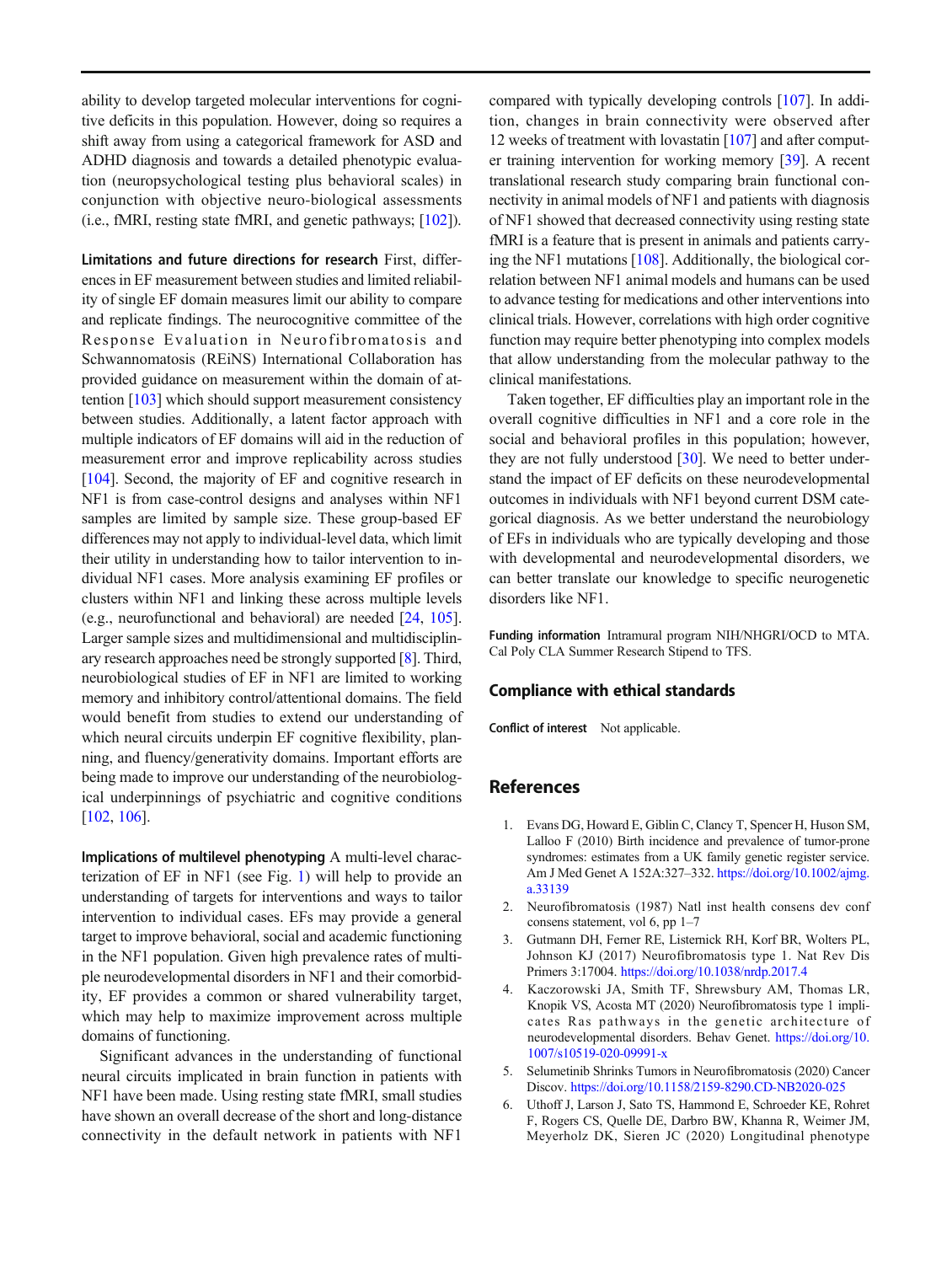ability to develop targeted molecular interventions for cognitive deficits in this population. However, doing so requires a shift away from using a categorical framework for ASD and ADHD diagnosis and towards a detailed phenotypic evaluation (neuropsychological testing plus behavioral scales) in conjunction with objective neuro-biological assessments (i.e., fMRI, resting state fMRI, and genetic pathways; [102]).

**Limitations and future directions for research** First, differences in EF measurement between studies and limited reliability of single EF domain measures limit our ability to compare and replicate findings. The neurocognitive committee of the Response Evaluation in Neurofibromatosis and Schwannomatosis (REiNS) International Collaboration has provided guidance on measurement within the domain of attention [103] which should support measurement consistency between studies. Additionally, a latent factor approach with multiple indicators of EF domains will aid in the reduction of measurement error and improve replicability across studies [104]. Second, the majority of EF and cognitive research in NF1 is from case-control designs and analyses within NF1 samples are limited by sample size. These group-based EF differences may not apply to individual-level data, which limit their utility in understanding how to tailor intervention to individual NF1 cases. More analysis examining EF profiles or clusters within NF1 and linking these across multiple levels (e.g., neurofunctional and behavioral) are needed [24, 105]. Larger sample sizes and multidimensional and multidisciplinary research approaches need be strongly supported [8]. Third, neurobiological studies of EF in NF1 are limited to working memory and inhibitory control/attentional domains. The field would benefit from studies to extend our understanding of which neural circuits underpin EF cognitive flexibility, planning, and fluency/generativity domains. Important efforts are being made to improve our understanding of the neurobiological underpinnings of psychiatric and cognitive conditions [102, 106].

**Implications of multilevel phenotyping** A multi-level characterization of EF in NF1 (see Fig. 1) will help to provide an understanding of targets for interventions and ways to tailor intervention to individual cases. EFs may provide a general target to improve behavioral, social and academic functioning in the NF1 population. Given high prevalence rates of multiple neurodevelopmental disorders in NF1 and their comorbidity, EF provides a common or shared vulnerability target, which may help to maximize improvement across multiple domains of functioning.

Significant advances in the understanding of functional neural circuits implicated in brain function in patients with NF1 have been made. Using resting state fMRI, small studies have shown an overall decrease of the short and long-distance connectivity in the default network in patients with NF1 compared with typically developing controls [107]. In addition, changes in brain connectivity were observed after 12 weeks of treatment with lovastatin [107] and after computer training intervention for working memory [39]. A recent translational research study comparing brain functional connectivity in animal models of NF1 and patients with diagnosis of NF1 showed that decreased connectivity using resting state fMRI is a feature that is present in animals and patients carrying the NF1 mutations [108]. Additionally, the biological correlation between NF1 animal models and humans can be used to advance testing for medications and other interventions into clinical trials. However, correlations with high order cognitive function may require better phenotyping into complex models that allow understanding from the molecular pathway to the clinical manifestations.

Taken together, EF difficulties play an important role in the overall cognitive difficulties in NF1 and a core role in the social and behavioral profiles in this population; however, they are not fully understood [30]. We need to better understand the impact of EF deficits on these neurodevelopmental outcomes in individuals with NF1 beyond current DSM categorical diagnosis. As we better understand the neurobiology of EFs in individuals who are typically developing and those with developmental and neurodevelopmental disorders, we can better translate our knowledge to specific neurogenetic disorders like NF1.

**Funding information** Intramural program NIH/NHGRI/OCD to MTA. Cal Poly CLA Summer Research Stipend to TFS.

## Compliance with ethical standards

**Conflict of interest** Not applicable.

## References

1. Evans DG, Howard E, Giblin C, Clancy T, Spencer H, Huson SM, Lalloo F (2010) Birth incidence and prevalence of tumor-prone syndromes: estimates from a UK family genetic register service. Am J Med Genet A 152A:327–332. https://doi.org/10.1002/ajmg.a.33139
2. Neurofibromatosis (1987) Natl inst health consens dev conf consens statement, vol 6, pp 1–7
3. Gutmann DH, Ferner RE, Listernick RH, Korf BR, Wolters PL, Johnson KJ (2017) Neurofibromatosis type 1. Nat Rev Dis Primers 3:17004. https://doi.org/10.1038/nrdp.2017.4
4. Kaczorowski JA, Smith TF, Shrewsbury AM, Thomas LR, Knopik VS, Acosta MT (2020) Neurofibromatosis type 1 implicates Ras pathways in the genetic architecture of neurodevelopmental disorders. Behav Genet. https://doi.org/10.1007/s10519-020-09991-x
5. Selumetinib Shrinks Tumors in Neurofibromatosis (2020) Cancer Discov. https://doi.org/10.1158/2159-8290.CD-NB2020-025
6. Uthoff J, Larson J, Sato TS, Hammond E, Schroeder KE, Rohret F, Rogers CS, Quelle DE, Darbro BW, Khanna R, Weimer JM, Meyerholz DK, Sieren JC (2020) Longitudinal phenotype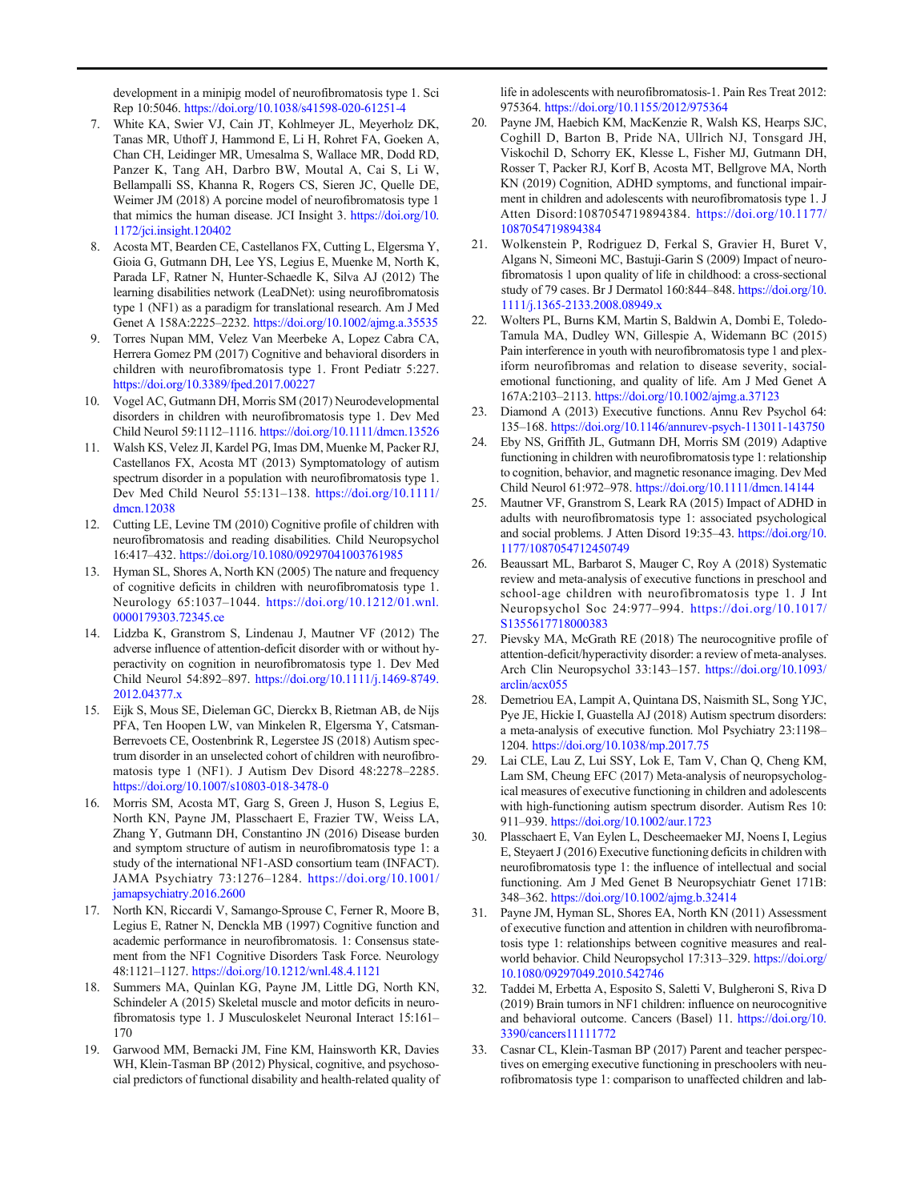development in a minipig model of neurofibromatosis type 1. Sci Rep 10:5046. https://doi.org/10.1038/s41598-020-61251-4

7. White KA, Swier VJ, Cain JT, Kohlmeyer JL, Meyerholz DK, Tanas MR, Uthoff J, Hammond E, Li H, Rohret FA, Goeken A, Chan CH, Leidinger MR, Umesalma S, Wallace MR, Dodd RD, Panzer K, Tang AH, Darbro BW, Moutal A, Cai S, Li W, Bellampalli SS, Khanna R, Rogers CS, Sieren JC, Quelle DE, Weimer JM (2018) A porcine model of neurofibromatosis type 1 that mimics the human disease. JCI Insight 3. https://doi.org/10.1172/jci.insight.120402
8. Acosta MT, Bearden CE, Castellanos FX, Cutting L, Elgersma Y, Gioia G, Gutmann DH, Lee YS, Legius E, Muenke M, North K, Parada LF, Ratner N, Hunter-Schaedle K, Silva AJ (2012) The learning disabilities network (LeaDNet): using neurofibromatosis type 1 (NF1) as a paradigm for translational research. Am J Med Genet A 158A:2225–2232. https://doi.org/10.1002/ajmg.a.35535
9. Torres Nupan MM, Velez Van Meerbeke A, Lopez Cabra CA, Herrera Gomez PM (2017) Cognitive and behavioral disorders in children with neurofibromatosis type 1. Front Pediatr 5:227. https://doi.org/10.3389/fped.2017.00227
10. Vogel AC, Gutmann DH, Morris SM (2017) Neurodevelopmental disorders in children with neurofibromatosis type 1. Dev Med Child Neurol 59:1112–1116. https://doi.org/10.1111/dmcn.13526
11. Walsh KS, Velez JI, Kardel PG, Imas DM, Muenke M, Packer RJ, Castellanos FX, Acosta MT (2013) Symptomatology of autism spectrum disorder in a population with neurofibromatosis type 1. Dev Med Child Neurol 55:131–138. https://doi.org/10.1111/dmcn.12038
12. Cutting LE, Levine TM (2010) Cognitive profile of children with neurofibromatosis and reading disabilities. Child Neuropsychol 16:417–432. https://doi.org/10.1080/09297041003761985
13. Hyman SL, Shores A, North KN (2005) The nature and frequency of cognitive deficits in children with neurofibromatosis type 1. Neurology 65:1037–1044. https://doi.org/10.1212/01.wnl.0000179303.72345.ce
14. Lidzba K, Granstrom S, Lindenau J, Mautner VF (2012) The adverse influence of attention-deficit disorder with or without hyperactivity on cognition in neurofibromatosis type 1. Dev Med Child Neurol 54:892–897. https://doi.org/10.1111/j.1469-8749.2012.04377.x
15. Eijk S, Mous SE, Dieleman GC, Dierckx B, Rietman AB, de Nijs PFA, Ten Hoopen LW, van Minkelen R, Elgersma Y, Catsman-Berrevoets CE, Oostenbrink R, Legerstee JS (2018) Autism spectrum disorder in an unselected cohort of children with neurofibromatosis type 1 (NF1). J Autism Dev Disord 48:2278–2285. https://doi.org/10.1007/s10803-018-3478-0
16. Morris SM, Acosta MT, Garg S, Green J, Huson S, Legius E, North KN, Payne JM, Plasschaert E, Frazier TW, Weiss LA, Zhang Y, Gutmann DH, Constantino JN (2016) Disease burden and symptom structure of autism in neurofibromatosis type 1: a study of the international NF1-ASD consortium team (INFACT). JAMA Psychiatry 73:1276–1284. https://doi.org/10.1001/jamapsychiatry.2016.2600
17. North KN, Riccardi V, Samango-Sprouse C, Ferner R, Moore B, Legius E, Ratner N, Denckla MB (1997) Cognitive function and academic performance in neurofibromatosis. 1: Consensus statement from the NF1 Cognitive Disorders Task Force. Neurology 48:1121–1127. https://doi.org/10.1212/wnl.48.4.1121
18. Summers MA, Quinlan KG, Payne JM, Little DG, North KN, Schindeler A (2015) Skeletal muscle and motor deficits in neurofibromatosis type 1. J Musculoskelet Neuronal Interact 15:161–170
19. Garwood MM, Bernacki JM, Fine KM, Hainsworth KR, Davies WH, Klein-Tasman BP (2012) Physical, cognitive, and psychosocial predictors of functional disability and health-related quality of life in adolescents with neurofibromatosis-1. Pain Res Treat 2012: 975364. https://doi.org/10.1155/2012/975364
20. Payne JM, Haebich KM, MacKenzie R, Walsh KS, Hearps SJC, Coghill D, Barton B, Pride NA, Ullrich NJ, Tonsgard JH, Viskochil D, Schorry EK, Klesse L, Fisher MJ, Gutmann DH, Rosser T, Packer RJ, Korf B, Acosta MT, Bellgrove MA, North KN (2019) Cognition, ADHD symptoms, and functional impairment in children and adolescents with neurofibromatosis type 1. J Atten Disord:1087054719894384. https://doi.org/10.1177/1087054719894384
21. Wolkenstein P, Rodriguez D, Ferkal S, Gravier H, Buret V, Algans N, Simeoni MC, Bastuji-Garin S (2009) Impact of neurofibromatosis 1 upon quality of life in childhood: a cross-sectional study of 79 cases. Br J Dermatol 160:844–848. https://doi.org/10.1111/j.1365-2133.2008.08949.x
22. Wolters PL, Burns KM, Martin S, Baldwin A, Dombi E, Toledo-Tamula MA, Dudley WN, Gillespie A, Widemann BC (2015) Pain interference in youth with neurofibromatosis type 1 and plexiform neurofibromas and relation to disease severity, social-emotional functioning, and quality of life. Am J Med Genet A 167A:2103–2113. https://doi.org/10.1002/ajmg.a.37123
23. Diamond A (2013) Executive functions. Annu Rev Psychol 64:135–168. https://doi.org/10.1146/annurev-psych-113011-143750
24. Eby NS, Griffith JL, Gutmann DH, Morris SM (2019) Adaptive functioning in children with neurofibromatosis type 1: relationship to cognition, behavior, and magnetic resonance imaging. Dev Med Child Neurol 61:972–978. https://doi.org/10.1111/dmcn.14144
25. Mautner VF, Granstrom S, Leark RA (2015) Impact of ADHD in adults with neurofibromatosis type 1: associated psychological and social problems. J Atten Disord 19:35–43. https://doi.org/10.1177/1087054712450749
26. Beaussart ML, Barbarot S, Mauger C, Roy A (2018) Systematic review and meta-analysis of executive functions in preschool and school-age children with neurofibromatosis type 1. J Int Neuropsychol Soc 24:977–994. https://doi.org/10.1017/S1355617718000383
27. Pievsky MA, McGrath RE (2018) The neurocognitive profile of attention-deficit/hyperactivity disorder: a review of meta-analyses. Arch Clin Neuropsychol 33:143–157. https://doi.org/10.1093/arclin/acx055
28. Demetriou EA, Lampit A, Quintana DS, Naismith SL, Song YJC, Pye JE, Hickie I, Guastella AJ (2018) Autism spectrum disorders: a meta-analysis of executive function. Mol Psychiatry 23:1198–1204. https://doi.org/10.1038/mp.2017.75
29. Lai CLE, Lau Z, Lui SSY, Lok E, Tam V, Chan Q, Cheng KM, Lam SM, Cheung EFC (2017) Meta-analysis of neuropsychological measures of executive functioning in children and adolescents with high-functioning autism spectrum disorder. Autism Res 10:911–939. https://doi.org/10.1002/aur.1723
30. Plasschaert E, Van Eylen L, Descheemaeker MJ, Noens I, Legius E, Steyaert J (2016) Executive functioning deficits in children with neurofibromatosis type 1: the influence of intellectual and social functioning. Am J Med Genet B Neuropsychiatr Genet 171B:348–362. https://doi.org/10.1002/ajmg.b.32414
31. Payne JM, Hyman SL, Shores EA, North KN (2011) Assessment of executive function and attention in children with neurofibromatosis type 1: relationships between cognitive measures and real-world behavior. Child Neuropsychol 17:313–329. https://doi.org/10.1080/09297049.2010.542746
32. Taddei M, Erbetta A, Esposito S, Saletti V, Bulgheroni S, Riva D (2019) Brain tumors in NF1 children: influence on neurocognitive and behavioral outcome. Cancers (Basel) 11. https://doi.org/10.3390/cancers11111772
33. Casnar CL, Klein-Tasman BP (2017) Parent and teacher perspectives on emerging executive functioning in preschoolers with neurofibromatosis type 1: comparison to unaffected children and lab-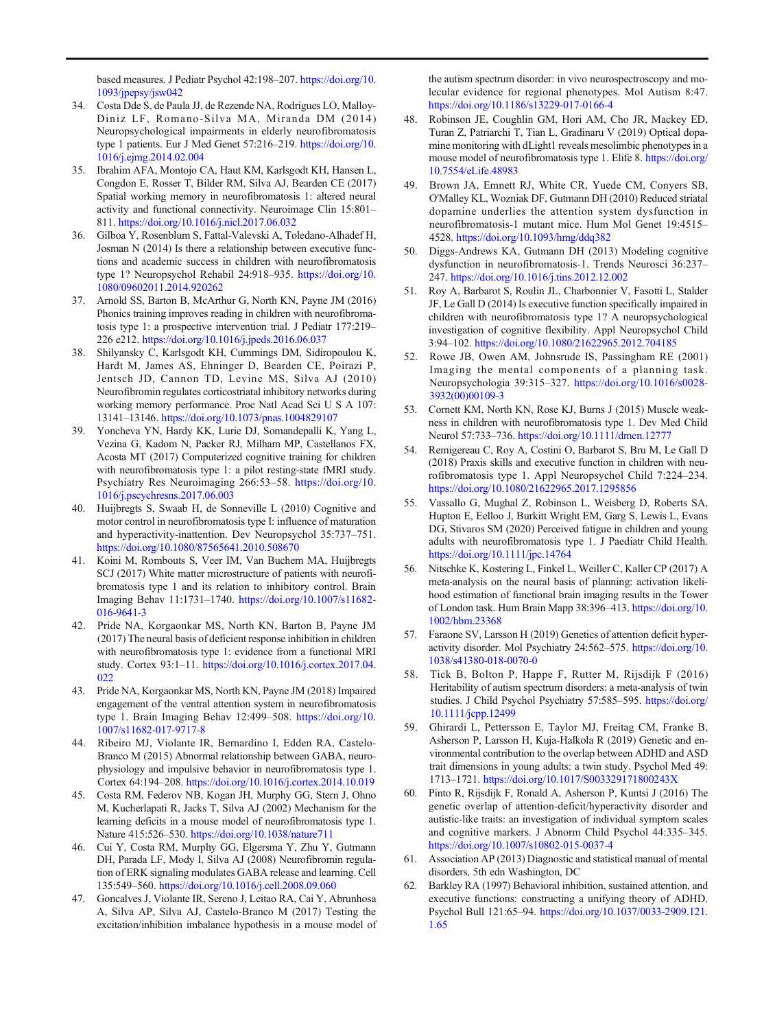based measures. J Pediatr Psychol 42:198–207. https://doi.org/10.1093/jpepsy/jsw042

34. Costa Dde S, de Paula JJ, de Rezende NA, Rodrigues LO, Malloy-Diniz LF, Romano-Silva MA, Miranda DM (2014) Neuropsychological impairments in elderly neurofibromatosis type 1 patients. Eur J Med Genet 57:216–219. https://doi.org/10.1016/j.ejmg.2014.02.004
35. Ibrahim AFA, Montojo CA, Haut KM, Karlsgodt KH, Hansen L, Congdon E, Rosser T, Bilder RM, Silva AJ, Bearden CE (2017) Spatial working memory in neurofibromatosis 1: altered neural activity and functional connectivity. Neuroimage Clin 15:801–811. https://doi.org/10.1016/j.nicl.2017.06.032
36. Gilboa Y, Rosenblum S, Fattal-Valevski A, Toledano-Alhadef H, Josman N (2014) Is there a relationship between executive functions and academic success in children with neurofibromatosis type 1? Neuropsychol Rehabil 24:918–935. https://doi.org/10.1080/09602011.2014.920262
37. Arnold SS, Barton B, McArthur G, North KN, Payne JM (2016) Phonics training improves reading in children with neurofibromatosis type 1: a prospective intervention trial. J Pediatr 177:219–226 e212. https://doi.org/10.1016/j.jpeds.2016.06.037
38. Shilyansky C, Karlsgodt KH, Cummings DM, Sidiropoulou K, Hardt M, James AS, Ehninger D, Bearden CE, Poirazi P, Jentsch JD, Cannon TD, Levine MS, Silva AJ (2010) Neurofibromin regulates corticostriatal inhibitory networks during working memory performance. Proc Natl Acad Sci U S A 107:13141–13146. https://doi.org/10.1073/pnas.1004829107
39. Yoncheva YN, Hardy KK, Lurie DJ, Somandepalli K, Yang L, Vezina G, Kadom N, Packer RJ, Milham MP, Castellanos FX, Acosta MT (2017) Computerized cognitive training for children with neurofibromatosis type 1: a pilot resting-state fMRI study. Psychiatry Res Neuroimaging 266:53–58. https://doi.org/10.1016/j.pscychresns.2017.06.003
40. Huijbregts S, Swaab H, de Sonneville L (2010) Cognitive and motor control in neurofibromatosis type I: influence of maturation and hyperactivity-inattention. Dev Neuropsychol 35:737–751. https://doi.org/10.1080/87565641.2010.508670
41. Koini M, Rombouts S, Veer IM, Van Buchem MA, Huijbregts SCJ (2017) White matter microstructure of patients with neurofibromatosis type 1 and its relation to inhibitory control. Brain Imaging Behav 11:1731–1740. https://doi.org/10.1007/s11682-016-9641-3
42. Pride NA, Korgaonkar MS, North KN, Barton B, Payne JM (2017) The neural basis of deficient response inhibition in children with neurofibromatosis type 1: evidence from a functional MRI study. Cortex 93:1–11. https://doi.org/10.1016/j.cortex.2017.04.022
43. Pride NA, Korgaonkar MS, North KN, Payne JM (2018) Impaired engagement of the ventral attention system in neurofibromatosis type 1. Brain Imaging Behav 12:499–508. https://doi.org/10.1007/s11682-017-9717-8
44. Ribeiro MJ, Violante IR, Bernardino I, Edden RA, Castelo-Branco M (2015) Abnormal relationship between GABA, neurophysiology and impulsive behavior in neurofibromatosis type 1. Cortex 64:194–208. https://doi.org/10.1016/j.cortex.2014.10.019
45. Costa RM, Federov NB, Kogan JH, Murphy GG, Stern J, Ohno M, Kucherlapati R, Jacks T, Silva AJ (2002) Mechanism for the learning deficits in a mouse model of neurofibromatosis type 1. Nature 415:526–530. https://doi.org/10.1038/nature711
46. Cui Y, Costa RM, Murphy GG, Elgersma Y, Zhu Y, Gutmann DH, Parada LF, Mody I, Silva AJ (2008) Neurofibromin regulation of ERK signaling modulates GABA release and learning. Cell 135:549–560. https://doi.org/10.1016/j.cell.2008.09.060
47. Goncalves J, Violante IR, Sereno J, Leitao RA, Cai Y, Abrunhosa A, Silva AP, Silva AJ, Castelo-Branco M (2017) Testing the excitation/inhibition imbalance hypothesis in a mouse model of the autism spectrum disorder: in vivo neurospectroscopy and molecular evidence for regional phenotypes. Mol Autism 8:47. https://doi.org/10.1186/s13229-017-0166-4
48. Robinson JE, Coughlin GM, Hori AM, Cho JR, Mackey ED, Turan Z, Patriarchi T, Tian L, Gradinaru V (2019) Optical dopamine monitoring with dLight1 reveals mesolimbic phenotypes in a mouse model of neurofibromatosis type 1. Elife 8. https://doi.org/10.7554/eLife.48983
49. Brown JA, Emnett RJ, White CR, Yuede CM, Conyers SB, O'Malley KL, Wozniak DF, Gutmann DH (2010) Reduced striatal dopamine underlies the attention system dysfunction in neurofibromatosis-1 mutant mice. Hum Mol Genet 19:4515–4528. https://doi.org/10.1093/hmg/ddq382
50. Diggs-Andrews KA, Gutmann DH (2013) Modeling cognitive dysfunction in neurofibromatosis-1. Trends Neurosci 36:237–247. https://doi.org/10.1016/j.tins.2012.12.002
51. Roy A, Barbarot S, Roulin JL, Charbonnier V, Fasotti L, Stalder JF, Le Gall D (2014) Is executive function specifically impaired in children with neurofibromatosis type 1? A neuropsychological investigation of cognitive flexibility. Appl Neuropsychol Child 3:94–102. https://doi.org/10.1080/21622965.2012.704185
52. Rowe JB, Owen AM, Johnsrude IS, Passingham RE (2001) Imaging the mental components of a planning task. Neuropsychologia 39:315–327. https://doi.org/10.1016/s0028-3932(00)00109-3
53. Cornett KM, North KN, Rose KJ, Burns J (2015) Muscle weakness in children with neurofibromatosis type 1. Dev Med Child Neurol 57:733–736. https://doi.org/10.1111/dmcn.12777
54. Remigereau C, Roy A, Costini O, Barbarot S, Bru M, Le Gall D (2018) Praxis skills and executive function in children with neurofibromatosis type 1. Appl Neuropsychol Child 7:224–234. https://doi.org/10.1080/21622965.2017.1295856
55. Vassallo G, Mughal Z, Robinson L, Weisberg D, Roberts SA, Hupton E, Eelloo J, Burkitt Wright EM, Garg S, Lewis L, Evans DG, Stivaros SM (2020) Perceived fatigue in children and young adults with neurofibromatosis type 1. J Paediatr Child Health. https://doi.org/10.1111/jpc.14764
56. Nitschke K, Kostering L, Finkel L, Weiller C, Kaller CP (2017) A meta-analysis on the neural basis of planning: activation likelihood estimation of functional brain imaging results in the Tower of London task. Hum Brain Mapp 38:396–413. https://doi.org/10.1002/hbm.23368
57. Faraone SV, Larsson H (2019) Genetics of attention deficit hyperactivity disorder. Mol Psychiatry 24:562–575. https://doi.org/10.1038/s41380-018-0070-0
58. Tick B, Bolton P, Happe F, Rutter M, Rijsdijk F (2016) Heritability of autism spectrum disorders: a meta-analysis of twin studies. J Child Psychol Psychiatry 57:585–595. https://doi.org/10.1111/jcpp.12499
59. Ghirardi L, Pettersson E, Taylor MJ, Freitag CM, Franke B, Asherson P, Larsson H, Kuja-Halkola R (2019) Genetic and environmental contribution to the overlap between ADHD and ASD trait dimensions in young adults: a twin study. Psychol Med 49:1713–1721. https://doi.org/10.1017/S003329171800243X
60. Pinto R, Rijsdijk F, Ronald A, Asherson P, Kuntsi J (2016) The genetic overlap of attention-deficit/hyperactivity disorder and autistic-like traits: an investigation of individual symptom scales and cognitive markers. J Abnorm Child Psychol 44:335–345. https://doi.org/10.1007/s10802-015-0037-4
61. Association AP (2013) Diagnostic and statistical manual of mental disorders, 5th edn Washington, DC
62. Barkley RA (1997) Behavioral inhibition, sustained attention, and executive functions: constructing a unifying theory of ADHD. Psychol Bull 121:65–94. https://doi.org/10.1037/0033-2909.121.1.65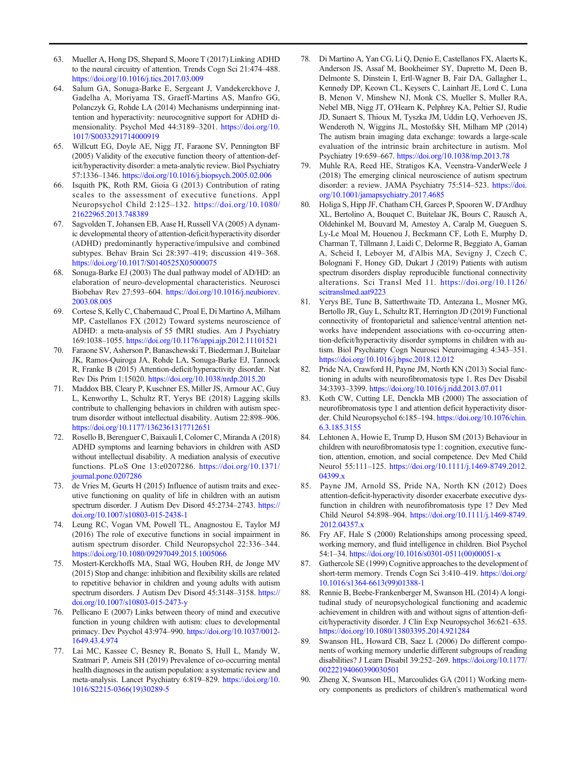63. Mueller A, Hong DS, Shepard S, Moore T (2017) Linking ADHD to the neural circuitry of attention. Trends Cogn Sci 21:474–488. https://doi.org/10.1016/j.tics.2017.03.009
64. Salum GA, Sonuga-Barke E, Sergeant J, Vandekerckhove J, Gadelha A, Moriyama TS, Graeff-Martins AS, Manfro GG, Polanczyk G, Rohde LA (2014) Mechanisms underpinning inattention and hyperactivity: neurocognitive support for ADHD dimensionality. Psychol Med 44:3189–3201. https://doi.org/10.1017/S0033291714000919
65. Willcutt EG, Doyle AE, Nigg JT, Faraone SV, Pennington BF (2005) Validity of the executive function theory of attention-deficit/hyperactivity disorder: a meta-analytic review. Biol Psychiatry 57:1336–1346. https://doi.org/10.1016/j.biopsych.2005.02.006
66. Isquith PK, Roth RM, Gioia G (2013) Contribution of rating scales to the assessment of executive functions. Appl Neuropsychol Child 2:125–132. https://doi.org/10.1080/21622965.2013.748389
67. Sagvolden T, Johansen EB, Aase H, Russell VA (2005) A dynamic developmental theory of attention-deficit/hyperactivity disorder (ADHD) predominantly hyperactive/impulsive and combined subtypes. Behav Brain Sci 28:397–419; discussion 419–368. https://doi.org/10.1017/S0140525X05000075
68. Sonuga-Barke EJ (2003) The dual pathway model of AD/HD: an elaboration of neuro-developmental characteristics. Neurosci Biobehav Rev 27:593–604. https://doi.org/10.1016/j.neubiorev.2003.08.005
69. Cortese S, Kelly C, Chabernaud C, Proal E, Di Martino A, Milham MP, Castellanos FX (2012) Toward systems neuroscience of ADHD: a meta-analysis of 55 fMRI studies. Am J Psychiatry 169:1038–1055. https://doi.org/10.1176/appi.ajp.2012.11101521
70. Faraone SV, Asherson P, Banaschewski T, Biederman J, Buitelaar JK, Ramos-Quiroga JA, Rohde LA, Sonuga-Barke EJ, Tannock R, Franke B (2015) Attention-deficit/hyperactivity disorder. Nat Rev Dis Prim 1:15020. https://doi.org/10.1038/nrdp.2015.20
71. Maddox BB, Cleary P, Kuschner ES, Miller JS, Armour AC, Guy L, Kenworthy L, Schultz RT, Yerys BE (2018) Lagging skills contribute to challenging behaviors in children with autism spectrum disorder without intellectual disability. Autism 22:898–906. https://doi.org/10.1177/1362361317712651
72. Rosello B, Berenguer C, Baixauli I, Colomer C, Miranda A (2018) ADHD symptoms and learning behaviors in children with ASD without intellectual disability. A mediation analysis of executive functions. PLoS One 13:e0207286. https://doi.org/10.1371/journal.pone.0207286
73. de Vries M, Geurts H (2015) Influence of autism traits and executive functioning on quality of life in children with an autism spectrum disorder. J Autism Dev Disord 45:2734–2743. https://doi.org/10.1007/s10803-015-2438-1
74. Leung RC, Vogan VM, Powell TL, Anagnostou E, Taylor MJ (2016) The role of executive functions in social impairment in autism spectrum disorder. Child Neuropsychol 22:336–344. https://doi.org/10.1080/09297049.2015.1005066
75. Mostert-Kerckhoffs MA, Staal WG, Houben RH, de Jonge MV (2015) Stop and change: inhibition and flexibility skills are related to repetitive behavior in children and young adults with autism spectrum disorders. J Autism Dev Disord 45:3148–3158. https://doi.org/10.1007/s10803-015-2473-y
76. Pellicano E (2007) Links between theory of mind and executive function in young children with autism: clues to developmental primacy. Dev Psychol 43:974–990. https://doi.org/10.1037/0012-1649.43.4.974
77. Lai MC, Kassee C, Besney R, Bonato S, Hull L, Mandy W, Szatmari P, Ameis SH (2019) Prevalence of co-occurring mental health diagnoses in the autism population: a systematic review and meta-analysis. Lancet Psychiatry 6:819–829. https://doi.org/10.1016/S2215-0366(19)30289-5
78. Di Martino A, Yan CG, Li Q, Denio E, Castellanos FX, Alaerts K, Anderson JS, Assaf M, Bookheimer SY, Dapretto M, Deen B, Delmonte S, Dinstein I, Ertl-Wagner B, Fair DA, Gallagher L, Kennedy DP, Keown CL, Keysers C, Lainhart JE, Lord C, Luna B, Menon V, Minshew NJ, Monk CS, Mueller S, Muller RA, Nebel MB, Nigg JT, O'Hearn K, Pelphrey KA, Peltier SJ, Rudie JD, Sunaert S, Thioux M, Tyszka JM, Uddin LQ, Verhoeven JS, Wenderoth N, Wiggins JL, Mostofsky SH, Milham MP (2014) The autism brain imaging data exchange: towards a large-scale evaluation of the intrinsic brain architecture in autism. Mol Psychiatry 19:659–667. https://doi.org/10.1038/mp.2013.78
79. Muhle RA, Reed HE, Stratigos KA, Veenstra-VanderWeele J (2018) The emerging clinical neuroscience of autism spectrum disorder: a review. JAMA Psychiatry 75:514–523. https://doi.org/10.1001/jamapsychiatry.2017.4685
80. Holiga S, Hipp JF, Chatham CH, Garces P, Spooren W, D'Ardhuy XL, Bertolino A, Bouquet C, Buitelaar JK, Bours C, Rausch A, Oldehinkel M, Bouvard M, Amestoy A, Caralp M, Gueguen S, Ly-Le Moal M, Houenou J, Beckmann CF, Loth E, Murphy D, Charman T, Tillmann J, Laidi C, Delorme R, Beggiato A, Gaman A, Scheid I, Leboyer M, d'Albis MA, Sevigny J, Czech C, Bolognani F, Honey GD, Dukart J (2019) Patients with autism spectrum disorders display reproducible functional connectivity alterations. Sci Transl Med 11. https://doi.org/10.1126/scitranslmed.aat9223
81. Yerys BE, Tunc B, Satterthwaite TD, Antezana L, Mosner MG, Bertollo JR, Guy L, Schultz RT, Herrington JD (2019) Functional connectivity of frontoparietal and salience/ventral attention networks have independent associations with co-occurring attention-deficit/hyperactivity disorder symptoms in children with autism. Biol Psychiatry Cogn Neurosci Neuroimaging 4:343–351. https://doi.org/10.1016/j.bpsc.2018.12.012
82. Pride NA, Crawford H, Payne JM, North KN (2013) Social functioning in adults with neurofibromatosis type 1. Res Dev Disabil 34:3393–3399. https://doi.org/10.1016/j.ridd.2013.07.011
83. Koth CW, Cutting LE, Denckla MB (2000) The association of neurofibromatosis type 1 and attention deficit hyperactivity disorder. Child Neuropsychol 6:185–194. https://doi.org/10.1076/chin.6.3.185.3155
84. Lehtonen A, Howie E, Trump D, Huson SM (2013) Behaviour in children with neurofibromatosis type 1: cognition, executive function, attention, emotion, and social competence. Dev Med Child Neurol 55:111–125. https://doi.org/10.1111/j.1469-8749.2012.04399.x
85. Payne JM, Arnold SS, Pride NA, North KN (2012) Does attention-deficit-hyperactivity disorder exacerbate executive dysfunction in children with neurofibromatosis type 1? Dev Med Child Neurol 54:898–904. https://doi.org/10.1111/j.1469-8749.2012.04357.x
86. Fry AF, Hale S (2000) Relationships among processing speed, working memory, and fluid intelligence in children. Biol Psychol 54:1–34. https://doi.org/10.1016/s0301-0511(00)00051-x
87. Gathercole SE (1999) Cognitive approaches to the development of short-term memory. Trends Cogn Sci 3:410–419. https://doi.org/10.1016/s1364-6613(99)01388-1
88. Rennie B, Beebe-Frankenberger M, Swanson HL (2014) A longitudinal study of neuropsychological functioning and academic achievement in children with and without signs of attention-deficit/hyperactivity disorder. J Clin Exp Neuropsychol 36:621–635. https://doi.org/10.1080/13803395.2014.921284
89. Swanson HL, Howard CB, Saez L (2006) Do different components of working memory underlie different subgroups of reading disabilities? J Learn Disabil 39:252–269. https://doi.org/10.1177/00222194060390030501
90. Zheng X, Swanson HL, Marcoulides GA (2011) Working memory components as predictors of children's mathematical word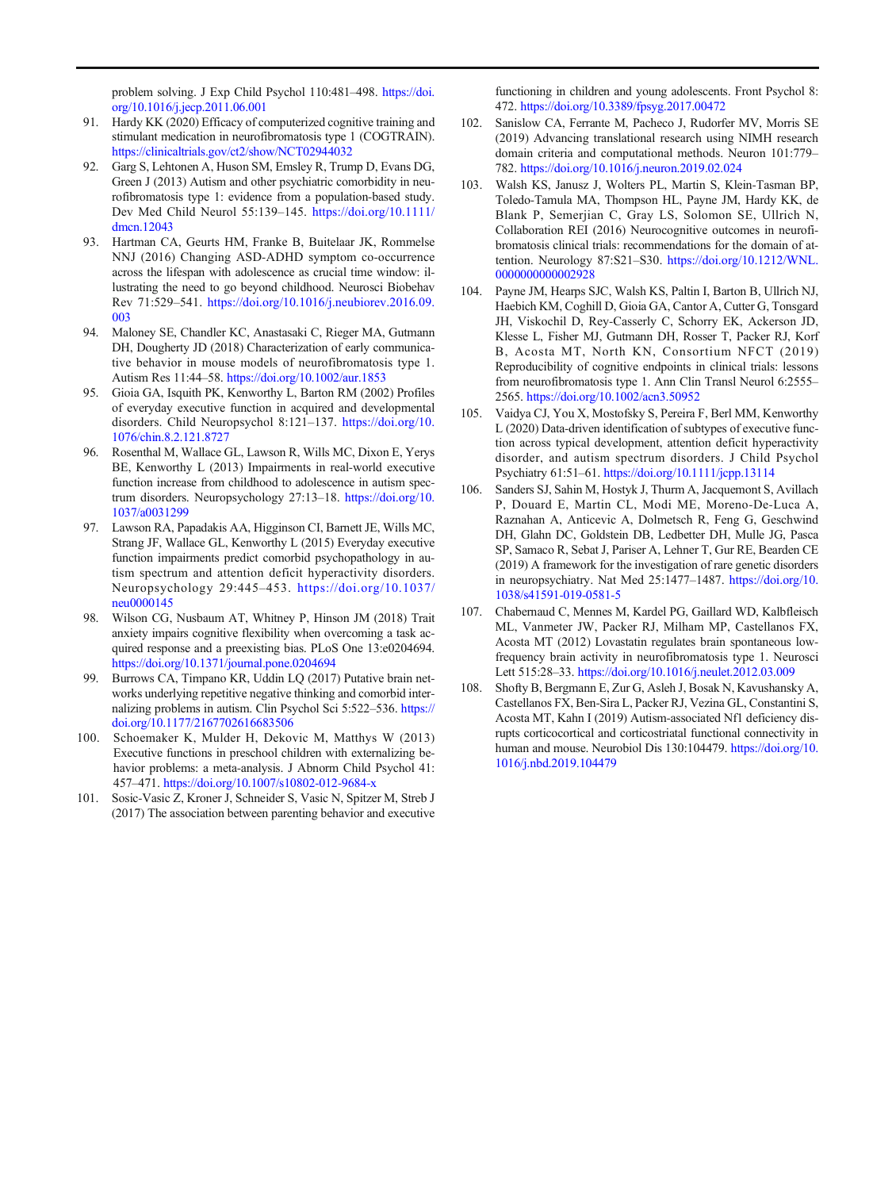problem solving. J Exp Child Psychol 110:481–498. https://doi.org/10.1016/j.jecp.2011.06.001

91. Hardy KK (2020) Efficacy of computerized cognitive training and stimulant medication in neurofibromatosis type 1 (COGTRAIN). https://clinicaltrials.gov/ct2/show/NCT02944032
92. Garg S, Lehtonen A, Huson SM, Emsley R, Trump D, Evans DG, Green J (2013) Autism and other psychiatric comorbidity in neurofibromatosis type 1: evidence from a population-based study. Dev Med Child Neurol 55:139–145. https://doi.org/10.1111/dmcn.12043
93. Hartman CA, Geurts HM, Franke B, Buitelaar JK, Rommelse NNJ (2016) Changing ASD-ADHD symptom co-occurrence across the lifespan with adolescence as crucial time window: illustrating the need to go beyond childhood. Neurosci Biobehav Rev 71:529–541. https://doi.org/10.1016/j.neubiorev.2016.09.003
94. Maloney SE, Chandler KC, Anastasaki C, Rieger MA, Gutmann DH, Dougherty JD (2018) Characterization of early communicative behavior in mouse models of neurofibromatosis type 1. Autism Res 11:44–58. https://doi.org/10.1002/aur.1853
95. Gioia GA, Isquith PK, Kenworthy L, Barton RM (2002) Profiles of everyday executive function in acquired and developmental disorders. Child Neuropsychol 8:121–137. https://doi.org/10.1076/chin.8.2.121.8727
96. Rosenthal M, Wallace GL, Lawson R, Wills MC, Dixon E, Yerys BE, Kenworthy L (2013) Impairments in real-world executive function increase from childhood to adolescence in autism spectrum disorders. Neuropsychology 27:13–18. https://doi.org/10.1037/a0031299
97. Lawson RA, Papadakis AA, Higginson CI, Barnett JE, Wills MC, Strang JF, Wallace GL, Kenworthy L (2015) Everyday executive function impairments predict comorbid psychopathology in autism spectrum and attention deficit hyperactivity disorders. Neuropsychology 29:445–453. https://doi.org/10.1037/neu0000145
98. Wilson CG, Nusbaum AT, Whitney P, Hinson JM (2018) Trait anxiety impairs cognitive flexibility when overcoming a task acquired response and a preexisting bias. PLoS One 13:e0204694. https://doi.org/10.1371/journal.pone.0204694
99. Burrows CA, Timpano KR, Uddin LQ (2017) Putative brain networks underlying repetitive negative thinking and comorbid internalizing problems in autism. Clin Psychol Sci 5:522–536. https://doi.org/10.1177/2167702616683506
100. Schoemaker K, Mulder H, Dekovic M, Matthys W (2013) Executive functions in preschool children with externalizing behavior problems: a meta-analysis. J Abnorm Child Psychol 41:457–471. https://doi.org/10.1007/s10802-012-9684-x
101. Sosic-Vasic Z, Kroner J, Schneider S, Vasic N, Spitzer M, Streb J (2017) The association between parenting behavior and executive functioning in children and young adolescents. Front Psychol 8:472. https://doi.org/10.3389/fpsyg.2017.00472
102. Sanislow CA, Ferrante M, Pacheco J, Rudorfer MV, Morris SE (2019) Advancing translational research using NIMH research domain criteria and computational methods. Neuron 101:779–782. https://doi.org/10.1016/j.neuron.2019.02.024
103. Walsh KS, Janusz J, Wolters PL, Martin S, Klein-Tasman BP, Toledo-Tamula MA, Thompson HL, Payne JM, Hardy KK, de Blank P, Semerjian C, Gray LS, Solomon SE, Ullrich N, Collaboration REI (2016) Neurocognitive outcomes in neurofibromatosis clinical trials: recommendations for the domain of attention. Neurology 87:S21–S30. https://doi.org/10.1212/WNL.0000000000002928
104. Payne JM, Hearps SJC, Walsh KS, Paltin I, Barton B, Ullrich NJ, Haebich KM, Coghill D, Gioia GA, Cantor A, Cutter G, Tonsgard JH, Viskochil D, Rey-Casserly C, Schorry EK, Ackerson JD, Klesse L, Fisher MJ, Gutmann DH, Rosser T, Packer RJ, Korf B, Acosta MT, North KN, Consortium NFCT (2019) Reproducibility of cognitive endpoints in clinical trials: lessons from neurofibromatosis type 1. Ann Clin Transl Neurol 6:2555–2565. https://doi.org/10.1002/acn3.50952
105. Vaidya CJ, You X, Mostofsky S, Pereira F, Berl MM, Kenworthy L (2020) Data-driven identification of subtypes of executive function across typical development, attention deficit hyperactivity disorder, and autism spectrum disorders. J Child Psychol Psychiatry 61:51–61. https://doi.org/10.1111/jcpp.13114
106. Sanders SJ, Sahin M, Hostyk J, Thurm A, Jacquemont S, Avillach P, Douard E, Martin CL, Modi ME, Moreno-De-Luca A, Raznahan A, Anticevic A, Dolmetsch R, Feng G, Geschwind DH, Glahn DC, Goldstein DB, Ledbetter DH, Mulle JG, Pasca SP, Samaco R, Sebat J, Pariser A, Lehner T, Gur RE, Bearden CE (2019) A framework for the investigation of rare genetic disorders in neuropsychiatry. Nat Med 25:1477–1487. https://doi.org/10.1038/s41591-019-0581-5
107. Chabernaud C, Mennes M, Kardel PG, Gaillard WD, Kalbfleisch ML, Vanmeter JW, Packer RJ, Milham MP, Castellanos FX, Acosta MT (2012) Lovastatin regulates brain spontaneous low-frequency brain activity in neurofibromatosis type 1. Neurosci Lett 515:28–33. https://doi.org/10.1016/j.neulet.2012.03.009
108. Shofty B, Bergmann E, Zur G, Asleh J, Bosak N, Kavushansky A, Castellanos FX, Ben-Sira L, Packer RJ, Vezina GL, Constantini S, Acosta MT, Kahn I (2019) Autism-associated Nf1 deficiency disrupts corticocortical and corticostriatal functional connectivity in human and mouse. Neurobiol Dis 130:104479. https://doi.org/10.1016/j.nbd.2019.104479